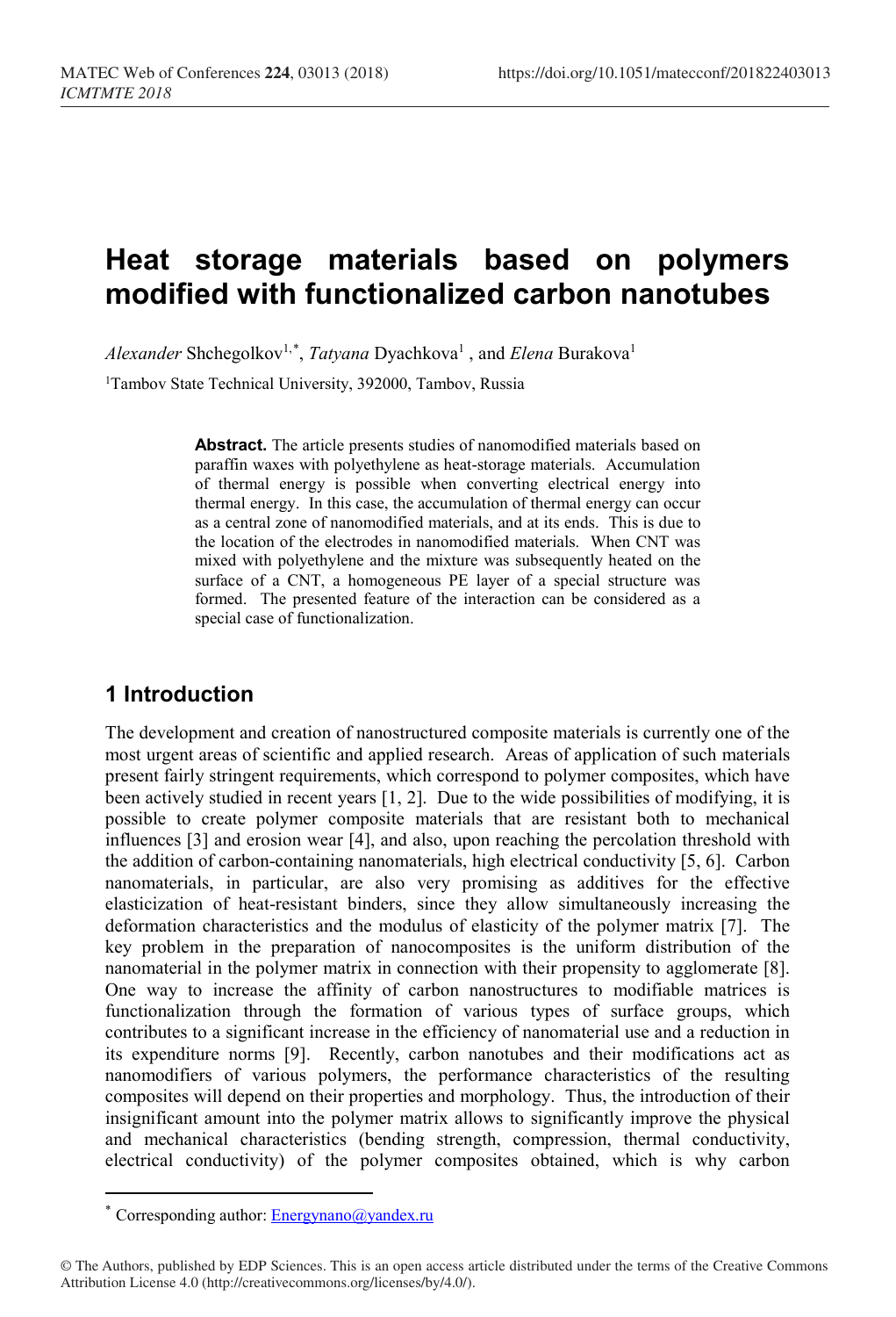# Heat storage materials based on polymers modified with functionalized carbon nanotubes

*Alexander* Shchegolkov[1,*], *Tatyana* Dyachkova[1] , and *Elena* Burakova[1]

[1]Tambov State Technical University, 392000, Tambov, Russia

> **Abstract.** The article presents studies of nanomodified materials based on paraffin waxes with polyethylene as heat-storage materials. Accumulation of thermal energy is possible when converting electrical energy into thermal energy. In this case, the accumulation of thermal energy can occur as a central zone of nanomodified materials, and at its ends. This is due to the location of the electrodes in nanomodified materials. When CNT was mixed with polyethylene and the mixture was subsequently heated on the surface of a CNT, a homogeneous PE layer of a special structure was formed. The presented feature of the interaction can be considered as a special case of functionalization.

## 1 Introduction

The development and creation of nanostructured composite materials is currently one of the most urgent areas of scientific and applied research. Areas of application of such materials present fairly stringent requirements, which correspond to polymer composites, which have been actively studied in recent years [1, 2]. Due to the wide possibilities of modifying, it is possible to create polymer composite materials that are resistant both to mechanical influences [3] and erosion wear [4], and also, upon reaching the percolation threshold with the addition of carbon-containing nanomaterials, high electrical conductivity [5, 6]. Carbon nanomaterials, in particular, are also very promising as additives for the effective elasticization of heat-resistant binders, since they allow simultaneously increasing the deformation characteristics and the modulus of elasticity of the polymer matrix [7]. The key problem in the preparation of nanocomposites is the uniform distribution of the nanomaterial in the polymer matrix in connection with their propensity to agglomerate [8]. One way to increase the affinity of carbon nanostructures to modifiable matrices is functionalization through the formation of various types of surface groups, which contributes to a significant increase in the efficiency of nanomaterial use and a reduction in its expenditure norms [9]. Recently, carbon nanotubes and their modifications act as nanomodifiers of various polymers, the performance characteristics of the resulting composites will depend on their properties and morphology. Thus, the introduction of their insignificant amount into the polymer matrix allows to significantly improve the physical and mechanical characteristics (bending strength, compression, thermal conductivity, electrical conductivity) of the polymer composites obtained, which is why carbon

* Corresponding author: Energynano@yandex.ru

© The Authors, published by EDP Sciences. This is an open access article distributed under the terms of the Creative Commons Attribution License 4.0 (http://creativecommons.org/licenses/by/4.0/).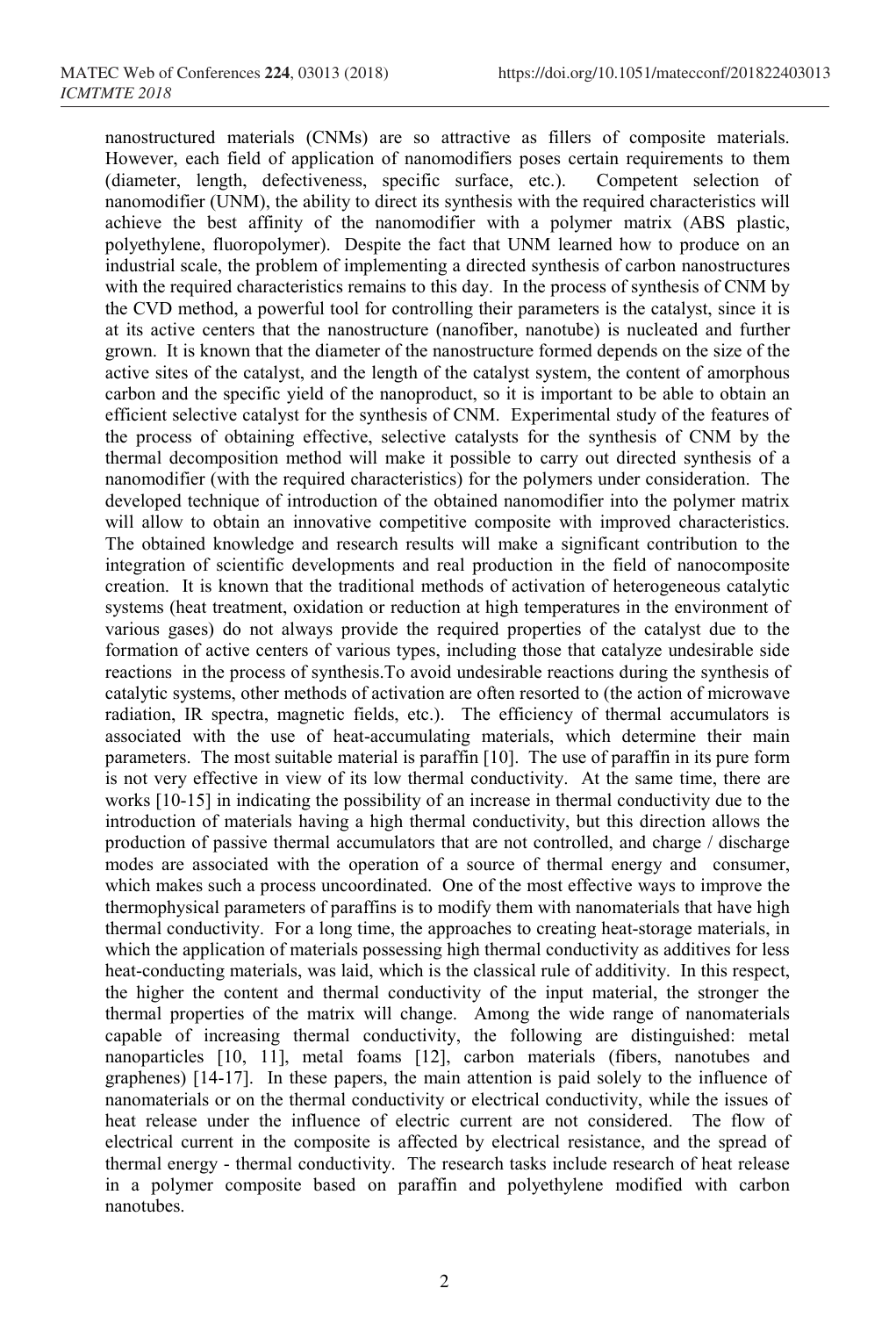nanostructured materials (CNMs) are so attractive as fillers of composite materials. However, each field of application of nanomodifiers poses certain requirements to them (diameter, length, defectiveness, specific surface, etc.). Competent selection of nanomodifier (UNM), the ability to direct its synthesis with the required characteristics will achieve the best affinity of the nanomodifier with a polymer matrix (ABS plastic, polyethylene, fluoropolymer). Despite the fact that UNM learned how to produce on an industrial scale, the problem of implementing a directed synthesis of carbon nanostructures with the required characteristics remains to this day. In the process of synthesis of CNM by the CVD method, a powerful tool for controlling their parameters is the catalyst, since it is at its active centers that the nanostructure (nanofiber, nanotube) is nucleated and further grown. It is known that the diameter of the nanostructure formed depends on the size of the active sites of the catalyst, and the length of the catalyst system, the content of amorphous carbon and the specific yield of the nanoproduct, so it is important to be able to obtain an efficient selective catalyst for the synthesis of CNM. Experimental study of the features of the process of obtaining effective, selective catalysts for the synthesis of CNM by the thermal decomposition method will make it possible to carry out directed synthesis of a nanomodifier (with the required characteristics) for the polymers under consideration. The developed technique of introduction of the obtained nanomodifier into the polymer matrix will allow to obtain an innovative competitive composite with improved characteristics. The obtained knowledge and research results will make a significant contribution to the integration of scientific developments and real production in the field of nanocomposite creation. It is known that the traditional methods of activation of heterogeneous catalytic systems (heat treatment, oxidation or reduction at high temperatures in the environment of various gases) do not always provide the required properties of the catalyst due to the formation of active centers of various types, including those that catalyze undesirable side reactions in the process of synthesis.To avoid undesirable reactions during the synthesis of catalytic systems, other methods of activation are often resorted to (the action of microwave radiation, IR spectra, magnetic fields, etc.). The efficiency of thermal accumulators is associated with the use of heat-accumulating materials, which determine their main parameters. The most suitable material is paraffin [10]. The use of paraffin in its pure form is not very effective in view of its low thermal conductivity. At the same time, there are works [10-15] in indicating the possibility of an increase in thermal conductivity due to the introduction of materials having a high thermal conductivity, but this direction allows the production of passive thermal accumulators that are not controlled, and charge / discharge modes are associated with the operation of a source of thermal energy and consumer, which makes such a process uncoordinated. One of the most effective ways to improve the thermophysical parameters of paraffins is to modify them with nanomaterials that have high thermal conductivity. For a long time, the approaches to creating heat-storage materials, in which the application of materials possessing high thermal conductivity as additives for less heat-conducting materials, was laid, which is the classical rule of additivity. In this respect, the higher the content and thermal conductivity of the input material, the stronger the thermal properties of the matrix will change. Among the wide range of nanomaterials capable of increasing thermal conductivity, the following are distinguished: metal nanoparticles [10, 11], metal foams [12], carbon materials (fibers, nanotubes and graphenes) [14-17]. In these papers, the main attention is paid solely to the influence of nanomaterials or on the thermal conductivity or electrical conductivity, while the issues of heat release under the influence of electric current are not considered. The flow of electrical current in the composite is affected by electrical resistance, and the spread of thermal energy - thermal conductivity. The research tasks include research of heat release in a polymer composite based on paraffin and polyethylene modified with carbon nanotubes.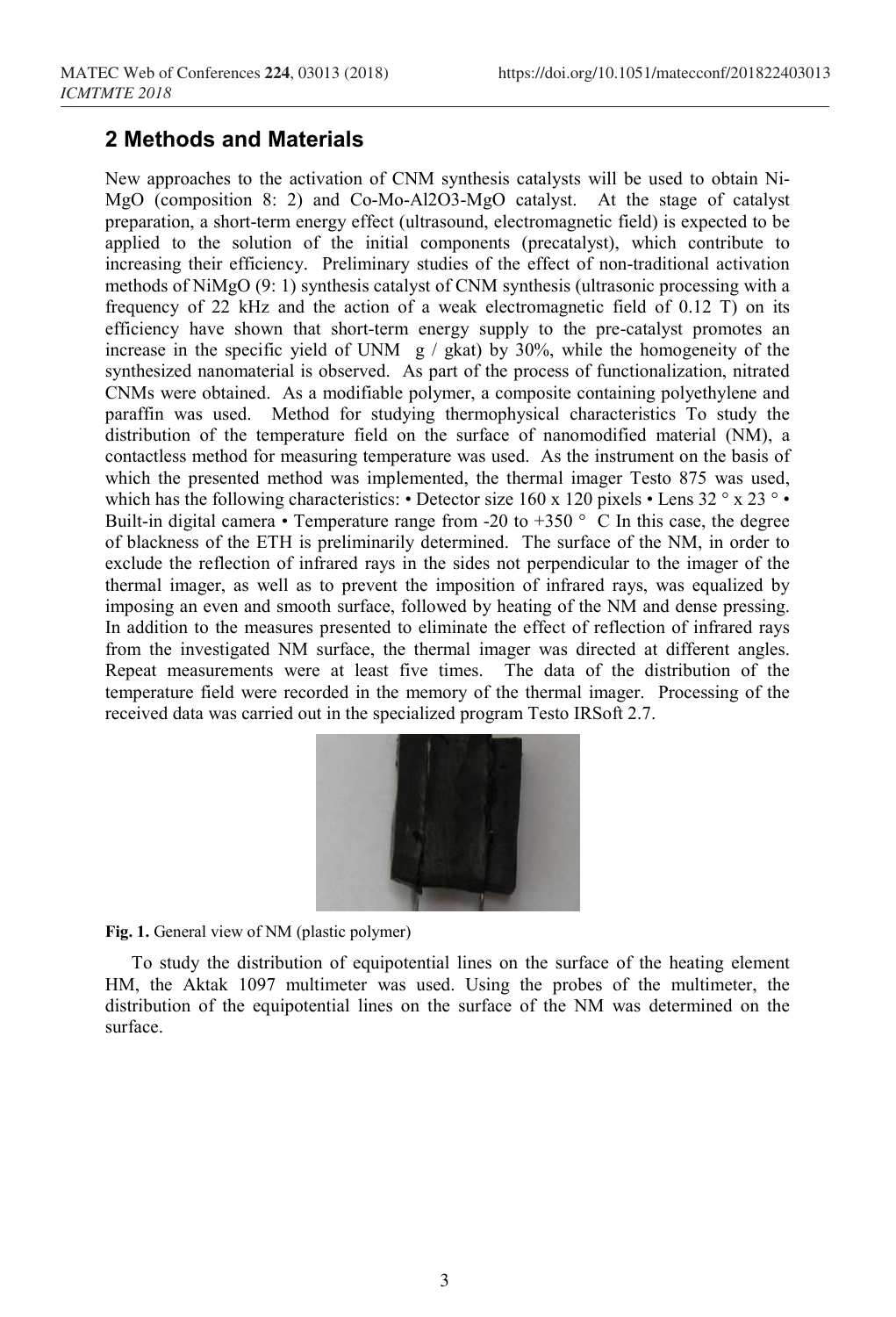## 2 Methods and Materials

New approaches to the activation of CNM synthesis catalysts will be used to obtain Ni-MgO (composition 8: 2) and Co-Mo-Al2O3-MgO catalyst. At the stage of catalyst preparation, a short-term energy effect (ultrasound, electromagnetic field) is expected to be applied to the solution of the initial components (precatalyst), which contribute to increasing their efficiency. Preliminary studies of the effect of non-traditional activation methods of NiMgO (9: 1) synthesis catalyst of CNM synthesis (ultrasonic processing with a frequency of 22 kHz and the action of a weak electromagnetic field of 0.12 T) on its efficiency have shown that short-term energy supply to the pre-catalyst promotes an increase in the specific yield of UNM g / gkat) by 30%, while the homogeneity of the synthesized nanomaterial is observed. As part of the process of functionalization, nitrated CNMs were obtained. As a modifiable polymer, a composite containing polyethylene and paraffin was used. Method for studying thermophysical characteristics To study the distribution of the temperature field on the surface of nanomodified material (NM), a contactless method for measuring temperature was used. As the instrument on the basis of which the presented method was implemented, the thermal imager Testo 875 was used, which has the following characteristics: • Detector size 160 x 120 pixels • Lens 32 ° x 23 ° • Built-in digital camera • Temperature range from -20 to +350 ° C In this case, the degree of blackness of the ETH is preliminarily determined. The surface of the NM, in order to exclude the reflection of infrared rays in the sides not perpendicular to the imager of the thermal imager, as well as to prevent the imposition of infrared rays, was equalized by imposing an even and smooth surface, followed by heating of the NM and dense pressing. In addition to the measures presented to eliminate the effect of reflection of infrared rays from the investigated NM surface, the thermal imager was directed at different angles. Repeat measurements were at least five times. The data of the distribution of the temperature field were recorded in the memory of the thermal imager. Processing of the received data was carried out in the specialized program Testo IRSoft 2.7.

**Fig. 1.** General view of NM (plastic polymer)

To study the distribution of equipotential lines on the surface of the heating element HM, the Aktak 1097 multimeter was used. Using the probes of the multimeter, the distribution of the equipotential lines on the surface of the NM was determined on the surface.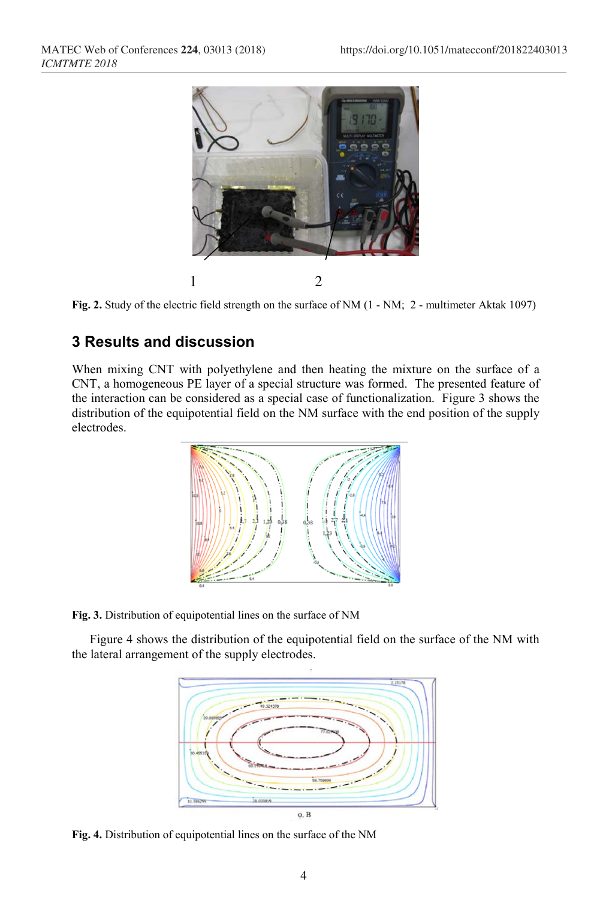1 2

**Fig. 2.** Study of the electric field strength on the surface of NM (1 - NM; 2 - multimeter Aktak 1097)

## 3 Results and discussion

When mixing CNT with polyethylene and then heating the mixture on the surface of a CNT, a homogeneous PE layer of a special structure was formed. The presented feature of the interaction can be considered as a special case of functionalization. Figure 3 shows the distribution of the equipotential field on the NM surface with the end position of the supply electrodes.

**Fig. 3.** Distribution of equipotential lines on the surface of NM

Figure 4 shows the distribution of the equipotential field on the surface of the NM with the lateral arrangement of the supply electrodes.

**Fig. 4.** Distribution of equipotential lines on the surface of the NM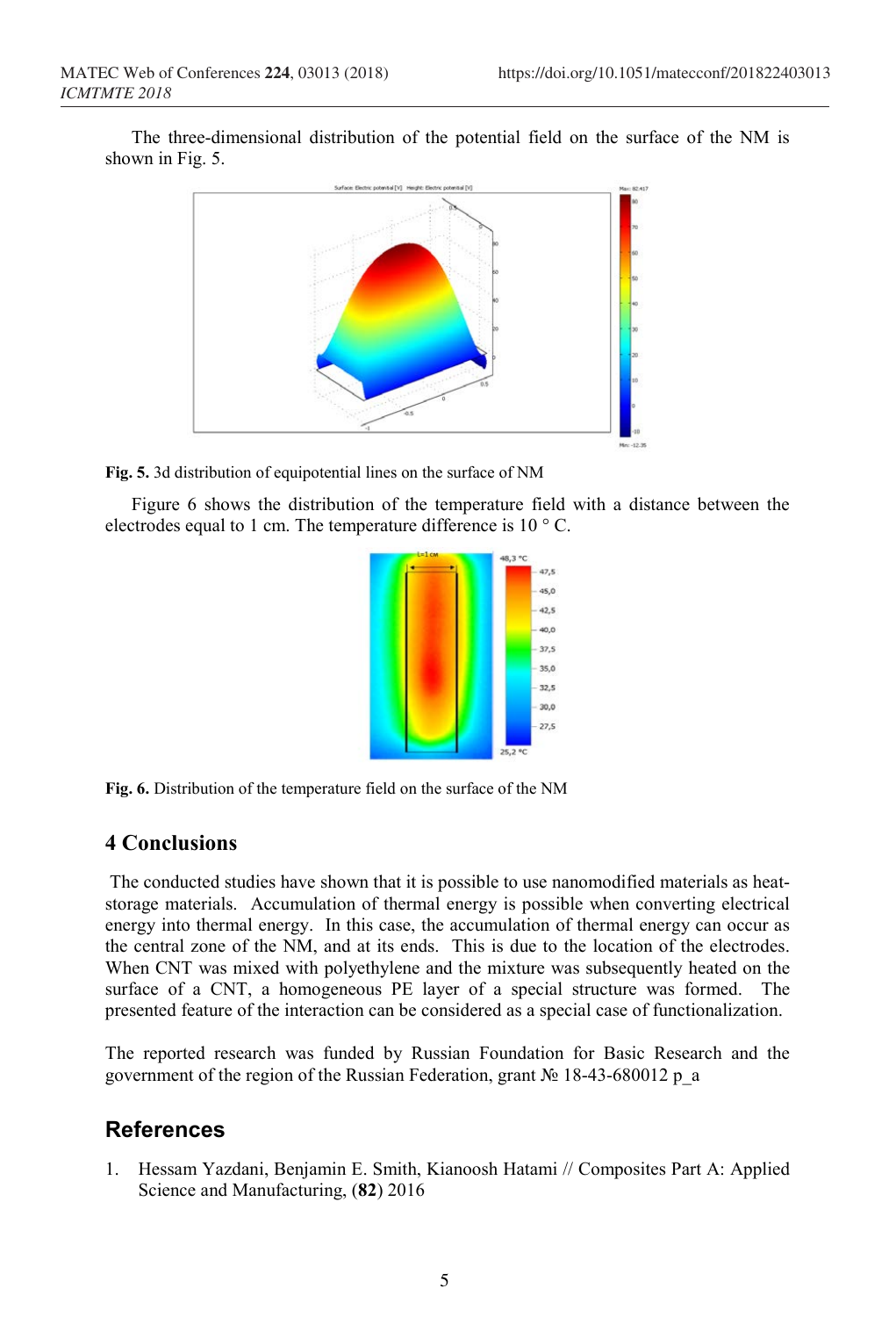The three-dimensional distribution of the potential field on the surface of the NM is shown in Fig. 5.

**Fig. 5.** 3d distribution of equipotential lines on the surface of NM

Figure 6 shows the distribution of the temperature field with a distance between the electrodes equal to 1 cm. The temperature difference is 10 ° C.

**Fig. 6.** Distribution of the temperature field on the surface of the NM

## 4 Conclusions

The conducted studies have shown that it is possible to use nanomodified materials as heat-storage materials. Accumulation of thermal energy is possible when converting electrical energy into thermal energy. In this case, the accumulation of thermal energy can occur as the central zone of the NM, and at its ends. This is due to the location of the electrodes. When CNT was mixed with polyethylene and the mixture was subsequently heated on the surface of a CNT, a homogeneous PE layer of a special structure was formed. The presented feature of the interaction can be considered as a special case of functionalization.

The reported research was funded by Russian Foundation for Basic Research and the government of the region of the Russian Federation, grant № 18-43-680012 p_a

## References

1. Hessam Yazdani, Benjamin E. Smith, Kianoosh Hatami // Composites Part A: Applied Science and Manufacturing, (**82**) 2016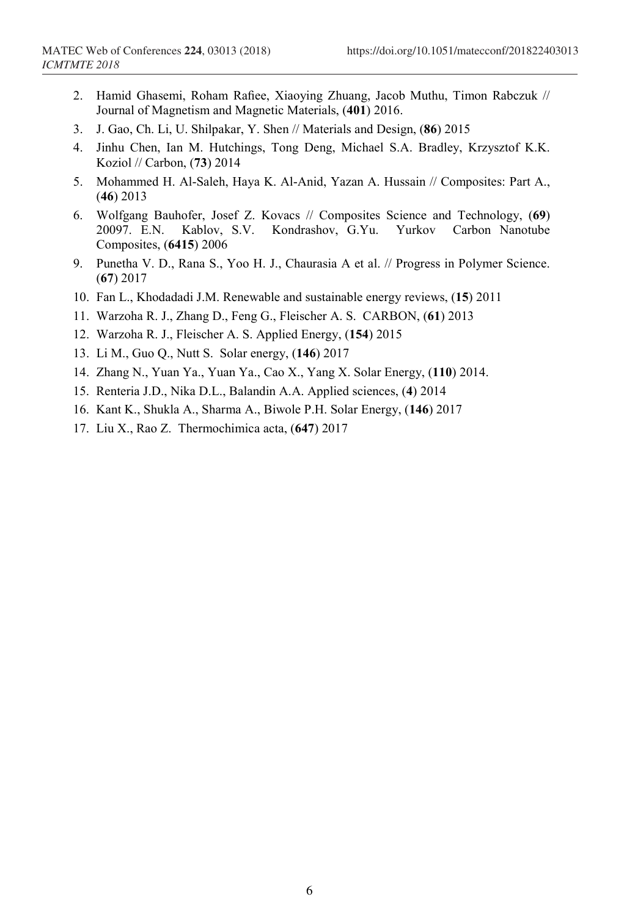2. Hamid Ghasemi, Roham Rafiee, Xiaoying Zhuang, Jacob Muthu, Timon Rabczuk // Journal of Magnetism and Magnetic Materials, (**401**) 2016.
3. J. Gao, Ch. Li, U. Shilpakar, Y. Shen // Materials and Design, (**86**) 2015
4. Jinhu Chen, Ian M. Hutchings, Tong Deng, Michael S.A. Bradley, Krzysztof K.K. Koziol // Carbon, (**73**) 2014
5. Mohammed H. Al-Saleh, Haya K. Al-Anid, Yazan A. Hussain // Composites: Part A., (**46**) 2013
6. Wolfgang Bauhofer, Josef Z. Kovacs // Composites Science and Technology, (**69**) 20097. E.N. Kablov, S.V. Kondrashov, G.Yu. Yurkov Carbon Nanotube Composites, (**6415**) 2006
9. Punetha V. D., Rana S., Yoo H. J., Chaurasia A et al. // Progress in Polymer Science. (**67**) 2017
10. Fan L., Khodadadi J.M. Renewable and sustainable energy reviews, (**15**) 2011
11. Warzoha R. J., Zhang D., Feng G., Fleischer A. S. CARBON, (**61**) 2013
12. Warzoha R. J., Fleischer A. S. Applied Energy, (**154**) 2015
13. Li M., Guo Q., Nutt S. Solar energy, (**146**) 2017
14. Zhang N., Yuan Ya., Yuan Ya., Cao X., Yang X. Solar Energy, (**110**) 2014.
15. Renteria J.D., Nika D.L., Balandin A.A. Applied sciences, (**4**) 2014
16. Kant K., Shukla A., Sharma A., Biwole P.H. Solar Energy, (**146**) 2017
17. Liu X., Rao Z. Thermochimica acta, (**647**) 2017